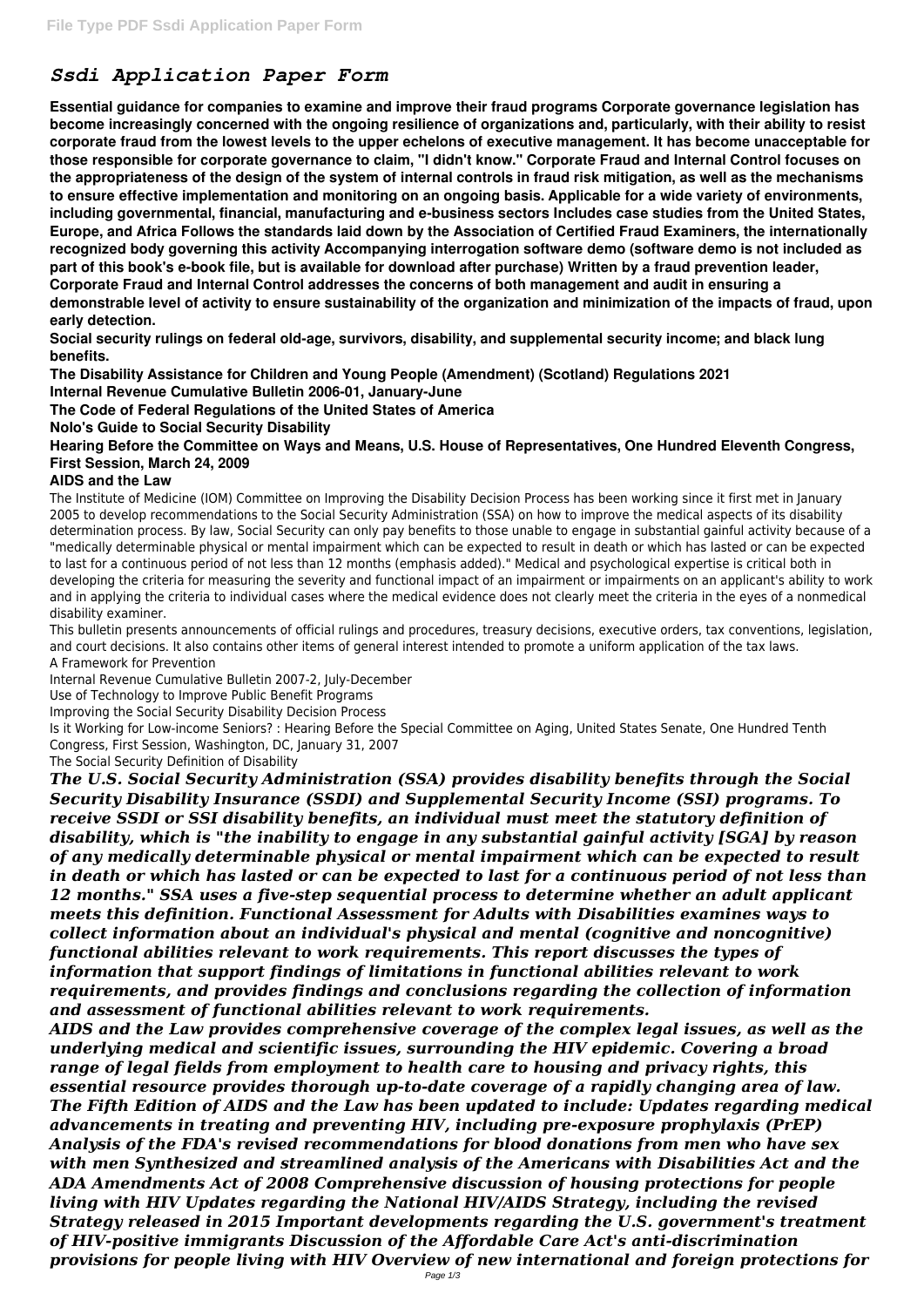# *Ssdi Application Paper Form*

**Essential guidance for companies to examine and improve their fraud programs Corporate governance legislation has become increasingly concerned with the ongoing resilience of organizations and, particularly, with their ability to resist corporate fraud from the lowest levels to the upper echelons of executive management. It has become unacceptable for those responsible for corporate governance to claim, "I didn't know." Corporate Fraud and Internal Control focuses on the appropriateness of the design of the system of internal controls in fraud risk mitigation, as well as the mechanisms to ensure effective implementation and monitoring on an ongoing basis. Applicable for a wide variety of environments, including governmental, financial, manufacturing and e-business sectors Includes case studies from the United States, Europe, and Africa Follows the standards laid down by the Association of Certified Fraud Examiners, the internationally recognized body governing this activity Accompanying interrogation software demo (software demo is not included as part of this book's e-book file, but is available for download after purchase) Written by a fraud prevention leader, Corporate Fraud and Internal Control addresses the concerns of both management and audit in ensuring a demonstrable level of activity to ensure sustainability of the organization and minimization of the impacts of fraud, upon early detection.**

**Social security rulings on federal old-age, survivors, disability, and supplemental security income; and black lung benefits.**

**The Disability Assistance for Children and Young People (Amendment) (Scotland) Regulations 2021**

**Internal Revenue Cumulative Bulletin 2006-01, January-June**

**The Code of Federal Regulations of the United States of America**

**Nolo's Guide to Social Security Disability**

**Hearing Before the Committee on Ways and Means, U.S. House of Representatives, One Hundred Eleventh Congress, First Session, March 24, 2009**

**AIDS and the Law**

The Institute of Medicine (IOM) Committee on Improving the Disability Decision Process has been working since it first met in January 2005 to develop recommendations to the Social Security Administration (SSA) on how to improve the medical aspects of its disability determination process. By law, Social Security can only pay benefits to those unable to engage in substantial gainful activity because of a "medically determinable physical or mental impairment which can be expected to result in death or which has lasted or can be expected to last for a continuous period of not less than 12 months (emphasis added)." Medical and psychological expertise is critical both in developing the criteria for measuring the severity and functional impact of an impairment or impairments on an applicant's ability to work and in applying the criteria to individual cases where the medical evidence does not clearly meet the criteria in the eyes of a nonmedical disability examiner.

This bulletin presents announcements of official rulings and procedures, treasury decisions, executive orders, tax conventions, legislation, and court decisions. It also contains other items of general interest intended to promote a uniform application of the tax laws.

A Framework for Prevention

Internal Revenue Cumulative Bulletin 2007-2, July-December

Use of Technology to Improve Public Benefit Programs

Improving the Social Security Disability Decision Process

Is it Working for Low-income Seniors? : Hearing Before the Special Committee on Aging, United States Senate, One Hundred Tenth Congress, First Session, Washington, DC, January 31, 2007

The Social Security Definition of Disability

***The U.S. Social Security Administration (SSA) provides disability benefits through the Social Security Disability Insurance (SSDI) and Supplemental Security Income (SSI) programs. To receive SSDI or SSI disability benefits, an individual must meet the statutory definition of disability, which is "the inability to engage in any substantial gainful activity [SGA] by reason of any medically determinable physical or mental impairment which can be expected to result in death or which has lasted or can be expected to last for a continuous period of not less than 12 months." SSA uses a five-step sequential process to determine whether an adult applicant meets this definition. Functional Assessment for Adults with Disabilities examines ways to collect information about an individual's physical and mental (cognitive and noncognitive) functional abilities relevant to work requirements. This report discusses the types of information that support findings of limitations in functional abilities relevant to work requirements, and provides findings and conclusions regarding the collection of information and assessment of functional abilities relevant to work requirements.***

***AIDS and the Law provides comprehensive coverage of the complex legal issues, as well as the underlying medical and scientific issues, surrounding the HIV epidemic. Covering a broad range of legal fields from employment to health care to housing and privacy rights, this essential resource provides thorough up-to-date coverage of a rapidly changing area of law. The Fifth Edition of AIDS and the Law has been updated to include: Updates regarding medical advancements in treating and preventing HIV, including pre-exposure prophylaxis (PrEP) Analysis of the FDA's revised recommendations for blood donations from men who have sex with men Synthesized and streamlined analysis of the Americans with Disabilities Act and the ADA Amendments Act of 2008 Comprehensive discussion of housing protections for people living with HIV Updates regarding the National HIV/AIDS Strategy, including the revised Strategy released in 2015 Important developments regarding the U.S. government's treatment of HIV-positive immigrants Discussion of the Affordable Care Act's anti-discrimination provisions for people living with HIV Overview of new international and foreign protections for***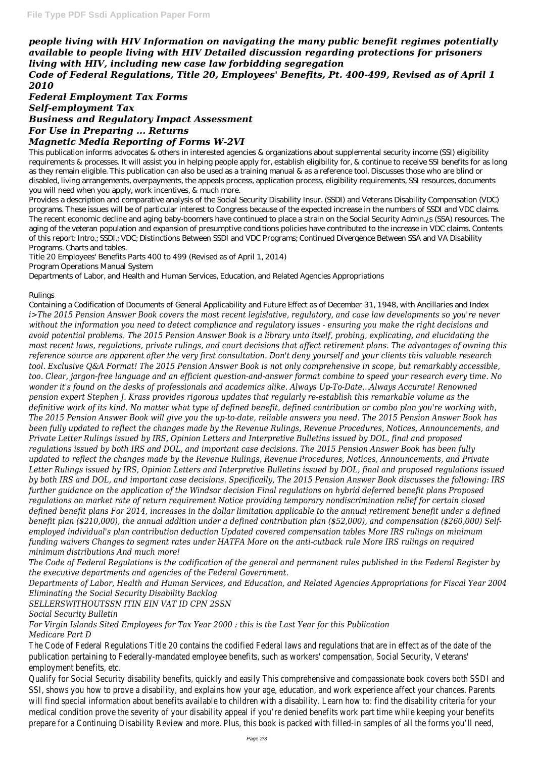*people living with HIV Information on navigating the many public benefit regimes potentially available to people living with HIV Detailed discussion regarding protections for prisoners living with HIV, including new case law forbidding segregation*

## *Code of Federal Regulations, Title 20, Employees' Benefits, Pt. 400-499, Revised as of April 1 2010*

## *Federal Employment Tax Forms*

## *Self-employment Tax*

## *Business and Regulatory Impact Assessment*

## *For Use in Preparing ... Returns*

## *Magnetic Media Reporting of Forms W-2VI*

This publication informs advocates & others in interested agencies & organizations about supplemental security income (SSI) eligibility requirements & processes. It will assist you in helping people apply for, establish eligibility for, & continue to receive SSI benefits for as long as they remain eligible. This publication can also be used as a training manual & as a reference tool. Discusses those who are blind or disabled, living arrangements, overpayments, the appeals process, application process, eligibility requirements, SSI resources, documents you will need when you apply, work incentives, & much more.

Provides a description and comparative analysis of the Social Security Disability Insur. (SSDI) and Veterans Disability Compensation (VDC) programs. These issues will be of particular interest to Congress because of the expected increase in the numbers of SSDI and VDC claims. The recent economic decline and aging baby-boomers have continued to place a strain on the Social Security Admin.¿s (SSA) resources. The aging of the veteran population and expansion of presumptive conditions policies have contributed to the increase in VDC claims. Contents of this report: Intro.; SSDI.; VDC; Distinctions Between SSDI and VDC Programs; Continued Divergence Between SSA and VA Disability Programs. Charts and tables.

Title 20 Employees' Benefits Parts 400 to 499 (Revised as of April 1, 2014)

Program Operations Manual System

Departments of Labor, and Health and Human Services, Education, and Related Agencies Appropriations

Rulings

Containing a Codification of Documents of General Applicability and Future Effect as of December 31, 1948, with Ancillaries and Index

*i>The 2015 Pension Answer Book covers the most recent legislative, regulatory, and case law developments so you're never without the information you need to detect compliance and regulatory issues - ensuring you make the right decisions and avoid potential problems. The 2015 Pension Answer Book is a library unto itself, probing, explicating, and elucidating the most recent laws, regulations, private rulings, and court decisions that affect retirement plans. The advantages of owning this reference source are apparent after the very first consultation. Don't deny yourself and your clients this valuable research tool. Exclusive Q&A Format! The 2015 Pension Answer Book is not only comprehensive in scope, but remarkably accessible, too. Clear, jargon-free language and an efficient question-and-answer format combine to speed your research every time. No wonder it's found on the desks of professionals and academics alike. Always Up-To-Date...Always Accurate! Renowned pension expert Stephen J. Krass provides rigorous updates that regularly re-establish this remarkable volume as the definitive work of its kind. No matter what type of defined benefit, defined contribution or combo plan you're working with, The 2015 Pension Answer Book will give you the up-to-date, reliable answers you need. The 2015 Pension Answer Book has been fully updated to reflect the changes made by the Revenue Rulings, Revenue Procedures, Notices, Announcements, and Private Letter Rulings issued by IRS, Opinion Letters and Interpretive Bulletins issued by DOL, final and proposed regulations issued by both IRS and DOL, and important case decisions. The 2015 Pension Answer Book has been fully updated to reflect the changes made by the Revenue Rulings, Revenue Procedures, Notices, Announcements, and Private Letter Rulings issued by IRS, Opinion Letters and Interpretive Bulletins issued by DOL, final and proposed regulations issued by both IRS and DOL, and important case decisions. Specifically, The 2015 Pension Answer Book discusses the following: IRS further guidance on the application of the Windsor decision Final regulations on hybrid deferred benefit plans Proposed regulations on market rate of return requirement Notice providing temporary nondiscrimination relief for certain closed defined benefit plans For 2014, increases in the dollar limitation applicable to the annual retirement benefit under a defined benefit plan ($210,000), the annual addition under a defined contribution plan ($52,000), and compensation ($260,000) Self-employed individual's plan contribution deduction Updated covered compensation tables More IRS rulings on minimum funding waivers Changes to segment rates under HATFA More on the anti-cutback rule More IRS rulings on required minimum distributions And much more!*

*The Code of Federal Regulations is the codification of the general and permanent rules published in the Federal Register by the executive departments and agencies of the Federal Government.*

*Departments of Labor, Health and Human Services, and Education, and Related Agencies Appropriations for Fiscal Year 2004*

*Eliminating the Social Security Disability Backlog*

*SELLERSWITHOUTSSN ITIN EIN VAT ID CPN 2SSN*

*Social Security Bulletin*

*For Virgin Islands Sited Employees for Tax Year 2000 : this is the Last Year for this Publication*

*Medicare Part D*

The Code of Federal Regulations Title 20 contains the codified Federal laws and regulations that are in effect as of the date of the publication pertaining to Federally-mandated employee benefits, such as workers' compensation, Social Security, Veterans' employment benefits, etc.

Qualify for Social Security disability benefits, quickly and easily This comprehensive and compassionate book covers both SSDI and SSI, shows you how to prove a disability, and explains how your age, education, and work experience affect your chances. Parents will find special information about benefits available to children with a disability. Learn how to: find the disability criteria for your medical condition prove the severity of your disability appeal if you're denied benefits work part time while keeping your benefits prepare for a Continuing Disability Review and more. Plus, this book is packed with filled-in samples of all the forms you'll need,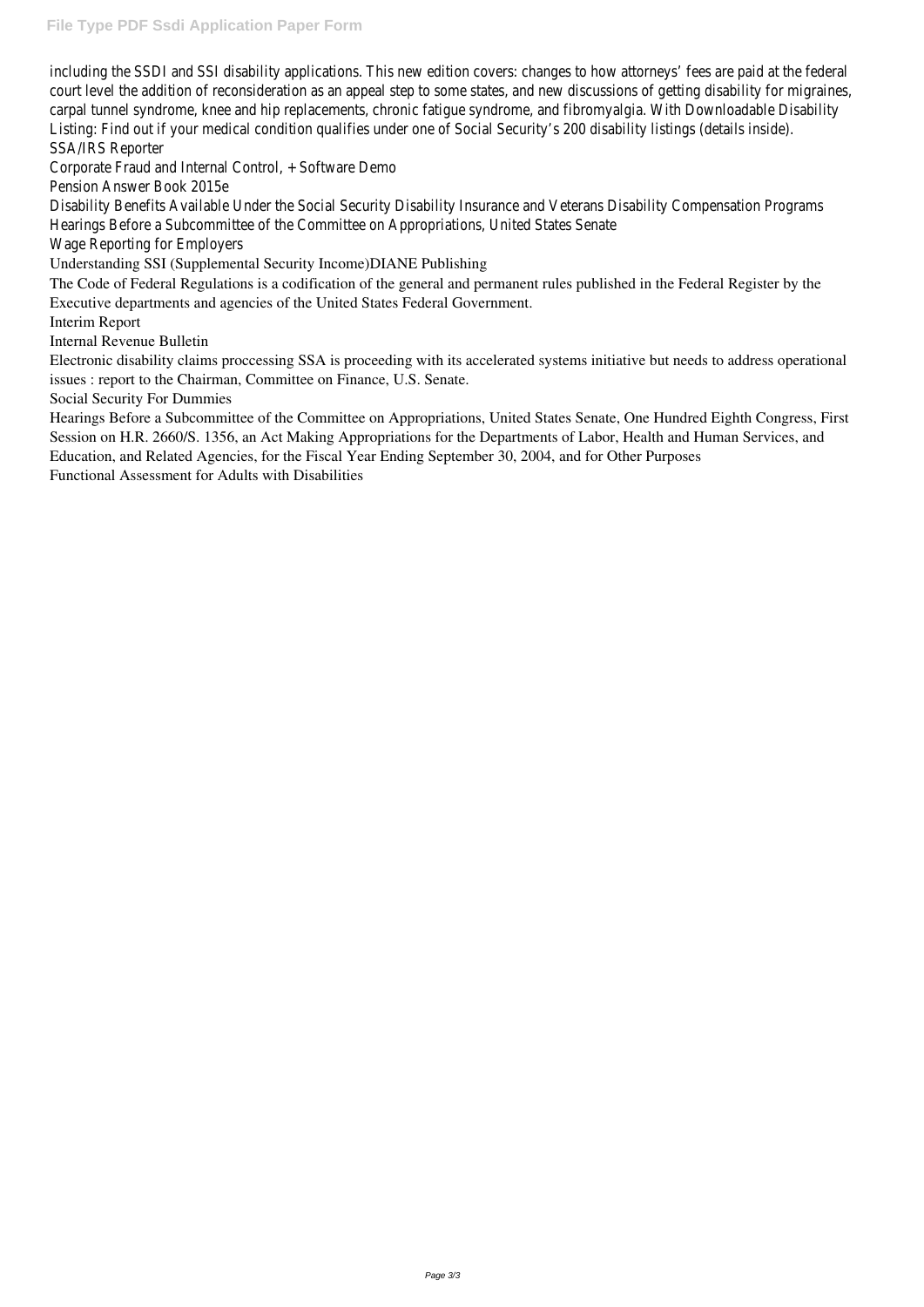including the SSDI and SSI disability applications. This new edition covers: changes to how attorneys' fees are paid at the federal court level the addition of reconsideration as an appeal step to some states, and new discussions of getting disability for migraines, carpal tunnel syndrome, knee and hip replacements, chronic fatigue syndrome, and fibromyalgia. With Downloadable Disability Listing: Find out if your medical condition qualifies under one of Social Security's 200 disability listings (details inside).

SSA/IRS Reporter

Corporate Fraud and Internal Control, + Software Demo

Pension Answer Book 2015e

Disability Benefits Available Under the Social Security Disability Insurance and Veterans Disability Compensation Programs

Hearings Before a Subcommittee of the Committee on Appropriations, United States Senate

Wage Reporting for Employers

Understanding SSI (Supplemental Security Income)DIANE Publishing

The Code of Federal Regulations is a codification of the general and permanent rules published in the Federal Register by the Executive departments and agencies of the United States Federal Government.

Interim Report

Internal Revenue Bulletin

Electronic disability claims proccessing SSA is proceeding with its accelerated systems initiative but needs to address operational issues : report to the Chairman, Committee on Finance, U.S. Senate.

Social Security For Dummies

Hearings Before a Subcommittee of the Committee on Appropriations, United States Senate, One Hundred Eighth Congress, First Session on H.R. 2660/S. 1356, an Act Making Appropriations for the Departments of Labor, Health and Human Services, and Education, and Related Agencies, for the Fiscal Year Ending September 30, 2004, and for Other Purposes

Functional Assessment for Adults with Disabilities